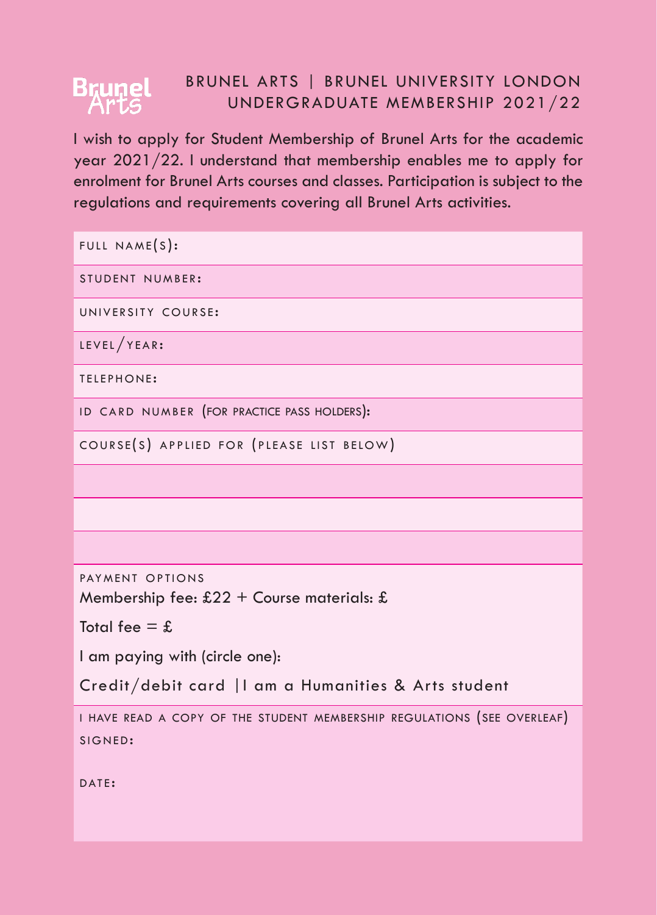# Brunel Arts

## BRUNEL ARTS | BRUNEL UNIVERSITY LONDON UNDERGRADUATE MEMBERSHIP 2021/22

I wish to apply for Student Membership of Brunel Arts for the academic year 2021/22. I understand that membership enables me to apply for enrolment for Brunel Arts courses and classes. Participation is subject to the regulations and requirements covering all Brunel Arts activities.

FULL NAME(S):

STUDENT NUMBER:

UNIVERSITY COURSE:

LEVEL/YEAR:

TELEPHONE:

ID CARD NUMBER (FOR PRACTICE PASS HOLDERS):

COURSE(S) APPLIED FOR (PLEASE LIST BELOW)

PAYMENT OPTIONS

Membership fee: £22 + Course materials: £

Total fee = £

I am paying with (circle one):

Credit/debit card |I am a Humanities & Arts student

I HAVE READ A COPY OF THE STUDENT MEMBERSHIP REGULATIONS (SEE OVERLEAF)

SIGNED:

DATE: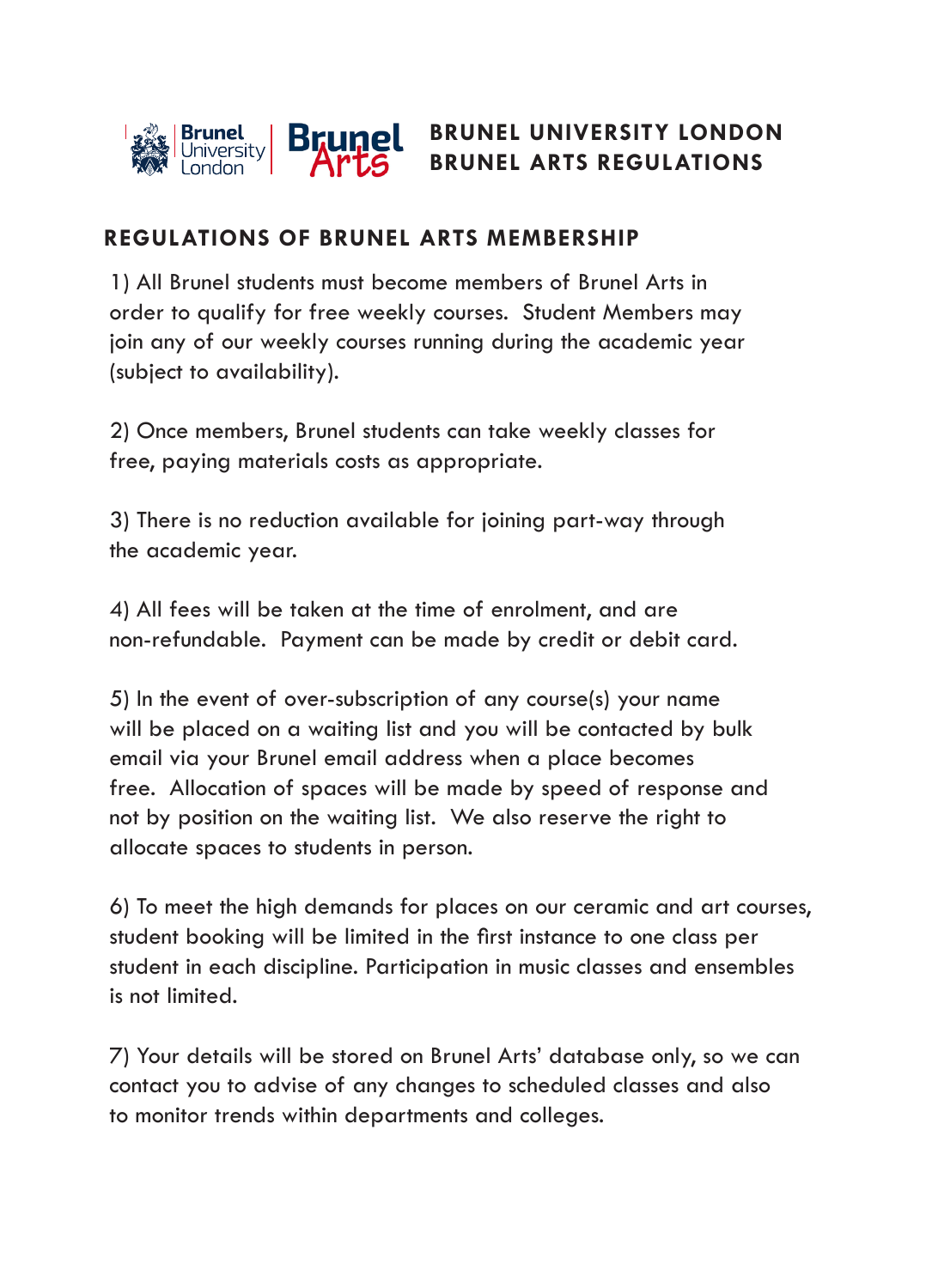# BRUNEL UNIVERSITY LONDON
# BRUNEL ARTS REGULATIONS

## REGULATIONS OF BRUNEL ARTS MEMBERSHIP

1) All Brunel students must become members of Brunel Arts in order to qualify for free weekly courses. Student Members may join any of our weekly courses running during the academic year (subject to availability).

2) Once members, Brunel students can take weekly classes for free, paying materials costs as appropriate.

3) There is no reduction available for joining part-way through the academic year.

4) All fees will be taken at the time of enrolment, and are non-refundable. Payment can be made by credit or debit card.

5) In the event of over-subscription of any course(s) your name will be placed on a waiting list and you will be contacted by bulk email via your Brunel email address when a place becomes free. Allocation of spaces will be made by speed of response and not by position on the waiting list. We also reserve the right to allocate spaces to students in person.

6) To meet the high demands for places on our ceramic and art courses, student booking will be limited in the first instance to one class per student in each discipline. Participation in music classes and ensembles is not limited.

7) Your details will be stored on Brunel Arts' database only, so we can contact you to advise of any changes to scheduled classes and also to monitor trends within departments and colleges.